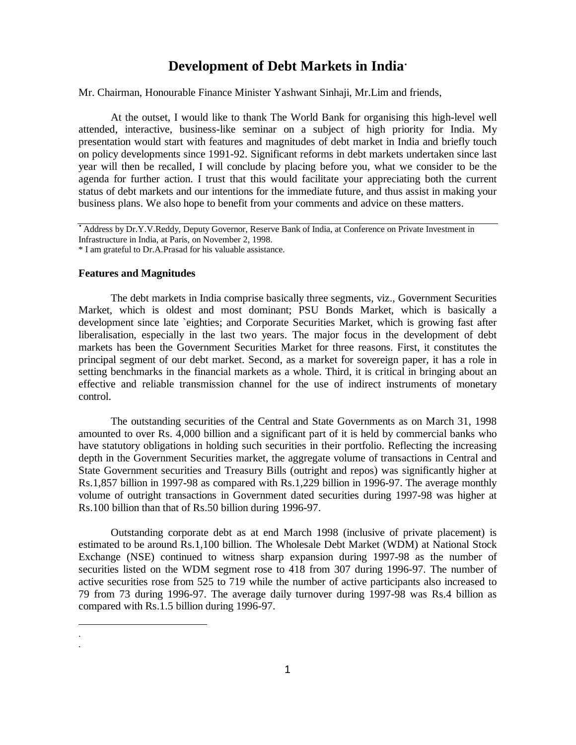# Development of Debt Markets in India[·]

Mr. Chairman, Honourable Finance Minister Yashwant Sinhaji, Mr.Lim and friends,

At the outset, I would like to thank The World Bank for organising this high-level well attended, interactive, business-like seminar on a subject of high priority for India. My presentation would start with features and magnitudes of debt market in India and briefly touch on policy developments since 1991-92. Significant reforms in debt markets undertaken since last year will then be recalled, I will conclude by placing before you, what we consider to be the agenda for further action. I trust that this would facilitate your appreciating both the current status of debt markets and our intentions for the immediate future, and thus assist in making your business plans. We also hope to benefit from your comments and advice on these matters.

[·] Address by Dr.Y.V.Reddy, Deputy Governor, Reserve Bank of India, at Conference on Private Investment in Infrastructure in India, at Paris, on November 2, 1998.

\* I am grateful to Dr.A.Prasad for his valuable assistance.

**Features and Magnitudes**

The debt markets in India comprise basically three segments, viz., Government Securities Market, which is oldest and most dominant; PSU Bonds Market, which is basically a development since late `eighties; and Corporate Securities Market, which is growing fast after liberalisation, especially in the last two years. The major focus in the development of debt markets has been the Government Securities Market for three reasons. First, it constitutes the principal segment of our debt market. Second, as a market for sovereign paper, it has a role in setting benchmarks in the financial markets as a whole. Third, it is critical in bringing about an effective and reliable transmission channel for the use of indirect instruments of monetary control.

The outstanding securities of the Central and State Governments as on March 31, 1998 amounted to over Rs. 4,000 billion and a significant part of it is held by commercial banks who have statutory obligations in holding such securities in their portfolio. Reflecting the increasing depth in the Government Securities market, the aggregate volume of transactions in Central and State Government securities and Treasury Bills (outright and repos) was significantly higher at Rs.1,857 billion in 1997-98 as compared with Rs.1,229 billion in 1996-97. The average monthly volume of outright transactions in Government dated securities during 1997-98 was higher at Rs.100 billion than that of Rs.50 billion during 1996-97.

Outstanding corporate debt as at end March 1998 (inclusive of private placement) is estimated to be around Rs.1,100 billion. The Wholesale Debt Market (WDM) at National Stock Exchange (NSE) continued to witness sharp expansion during 1997-98 as the number of securities listed on the WDM segment rose to 418 from 307 during 1996-97. The number of active securities rose from 525 to 719 while the number of active participants also increased to 79 from 73 during 1996-97. The average daily turnover during 1997-98 was Rs.4 billion as compared with Rs.1.5 billion during 1996-97.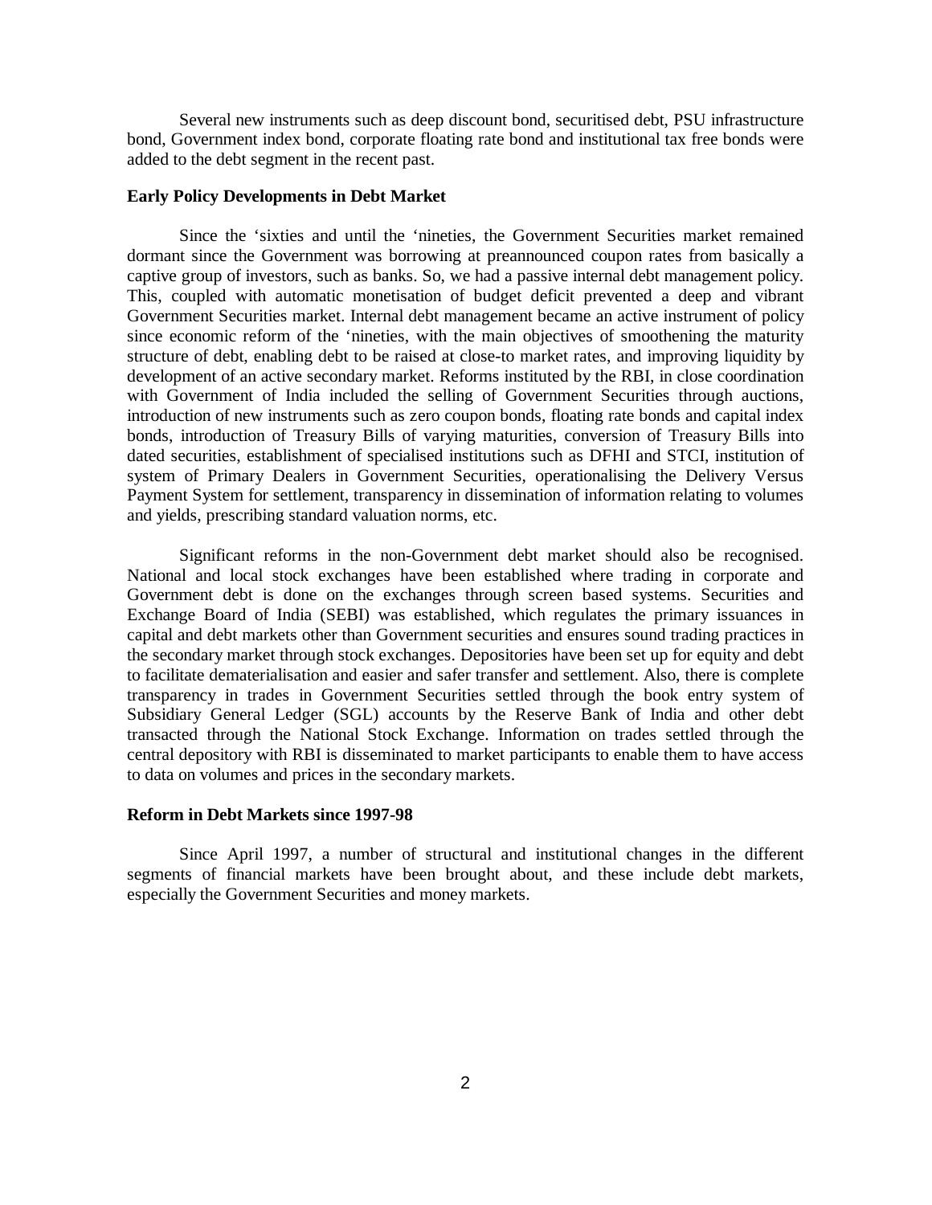Several new instruments such as deep discount bond, securitised debt, PSU infrastructure bond, Government index bond, corporate floating rate bond and institutional tax free bonds were added to the debt segment in the recent past.

**Early Policy Developments in Debt Market**

Since the 'sixties and until the 'nineties, the Government Securities market remained dormant since the Government was borrowing at preannounced coupon rates from basically a captive group of investors, such as banks. So, we had a passive internal debt management policy. This, coupled with automatic monetisation of budget deficit prevented a deep and vibrant Government Securities market. Internal debt management became an active instrument of policy since economic reform of the 'nineties, with the main objectives of smoothening the maturity structure of debt, enabling debt to be raised at close-to market rates, and improving liquidity by development of an active secondary market. Reforms instituted by the RBI, in close coordination with Government of India included the selling of Government Securities through auctions, introduction of new instruments such as zero coupon bonds, floating rate bonds and capital index bonds, introduction of Treasury Bills of varying maturities, conversion of Treasury Bills into dated securities, establishment of specialised institutions such as DFHI and STCI, institution of system of Primary Dealers in Government Securities, operationalising the Delivery Versus Payment System for settlement, transparency in dissemination of information relating to volumes and yields, prescribing standard valuation norms, etc.

Significant reforms in the non-Government debt market should also be recognised. National and local stock exchanges have been established where trading in corporate and Government debt is done on the exchanges through screen based systems. Securities and Exchange Board of India (SEBI) was established, which regulates the primary issuances in capital and debt markets other than Government securities and ensures sound trading practices in the secondary market through stock exchanges. Depositories have been set up for equity and debt to facilitate dematerialisation and easier and safer transfer and settlement. Also, there is complete transparency in trades in Government Securities settled through the book entry system of Subsidiary General Ledger (SGL) accounts by the Reserve Bank of India and other debt transacted through the National Stock Exchange. Information on trades settled through the central depository with RBI is disseminated to market participants to enable them to have access to data on volumes and prices in the secondary markets.

**Reform in Debt Markets since 1997-98**

Since April 1997, a number of structural and institutional changes in the different segments of financial markets have been brought about, and these include debt markets, especially the Government Securities and money markets.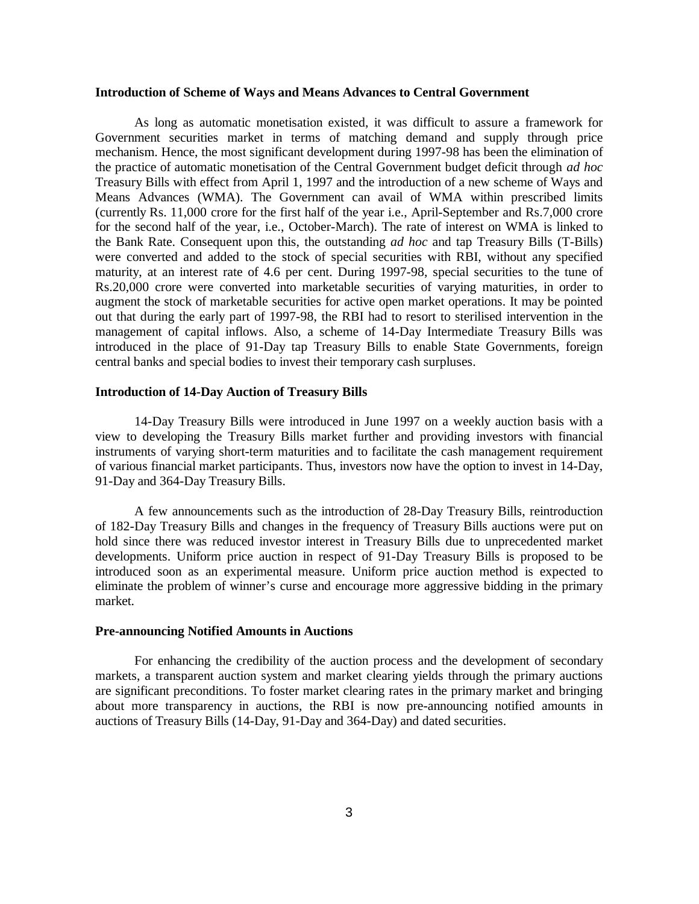**Introduction of Scheme of Ways and Means Advances to Central Government**

As long as automatic monetisation existed, it was difficult to assure a framework for Government securities market in terms of matching demand and supply through price mechanism. Hence, the most significant development during 1997-98 has been the elimination of the practice of automatic monetisation of the Central Government budget deficit through *ad hoc* Treasury Bills with effect from April 1, 1997 and the introduction of a new scheme of Ways and Means Advances (WMA). The Government can avail of WMA within prescribed limits (currently Rs. 11,000 crore for the first half of the year i.e., April-September and Rs.7,000 crore for the second half of the year, i.e., October-March). The rate of interest on WMA is linked to the Bank Rate. Consequent upon this, the outstanding *ad hoc* and tap Treasury Bills (T-Bills) were converted and added to the stock of special securities with RBI, without any specified maturity, at an interest rate of 4.6 per cent. During 1997-98, special securities to the tune of Rs.20,000 crore were converted into marketable securities of varying maturities, in order to augment the stock of marketable securities for active open market operations. It may be pointed out that during the early part of 1997-98, the RBI had to resort to sterilised intervention in the management of capital inflows. Also, a scheme of 14-Day Intermediate Treasury Bills was introduced in the place of 91-Day tap Treasury Bills to enable State Governments, foreign central banks and special bodies to invest their temporary cash surpluses.

**Introduction of 14-Day Auction of Treasury Bills**

14-Day Treasury Bills were introduced in June 1997 on a weekly auction basis with a view to developing the Treasury Bills market further and providing investors with financial instruments of varying short-term maturities and to facilitate the cash management requirement of various financial market participants. Thus, investors now have the option to invest in 14-Day, 91-Day and 364-Day Treasury Bills.

A few announcements such as the introduction of 28-Day Treasury Bills, reintroduction of 182-Day Treasury Bills and changes in the frequency of Treasury Bills auctions were put on hold since there was reduced investor interest in Treasury Bills due to unprecedented market developments. Uniform price auction in respect of 91-Day Treasury Bills is proposed to be introduced soon as an experimental measure. Uniform price auction method is expected to eliminate the problem of winner's curse and encourage more aggressive bidding in the primary market.

**Pre-announcing Notified Amounts in Auctions**

For enhancing the credibility of the auction process and the development of secondary markets, a transparent auction system and market clearing yields through the primary auctions are significant preconditions. To foster market clearing rates in the primary market and bringing about more transparency in auctions, the RBI is now pre-announcing notified amounts in auctions of Treasury Bills (14-Day, 91-Day and 364-Day) and dated securities.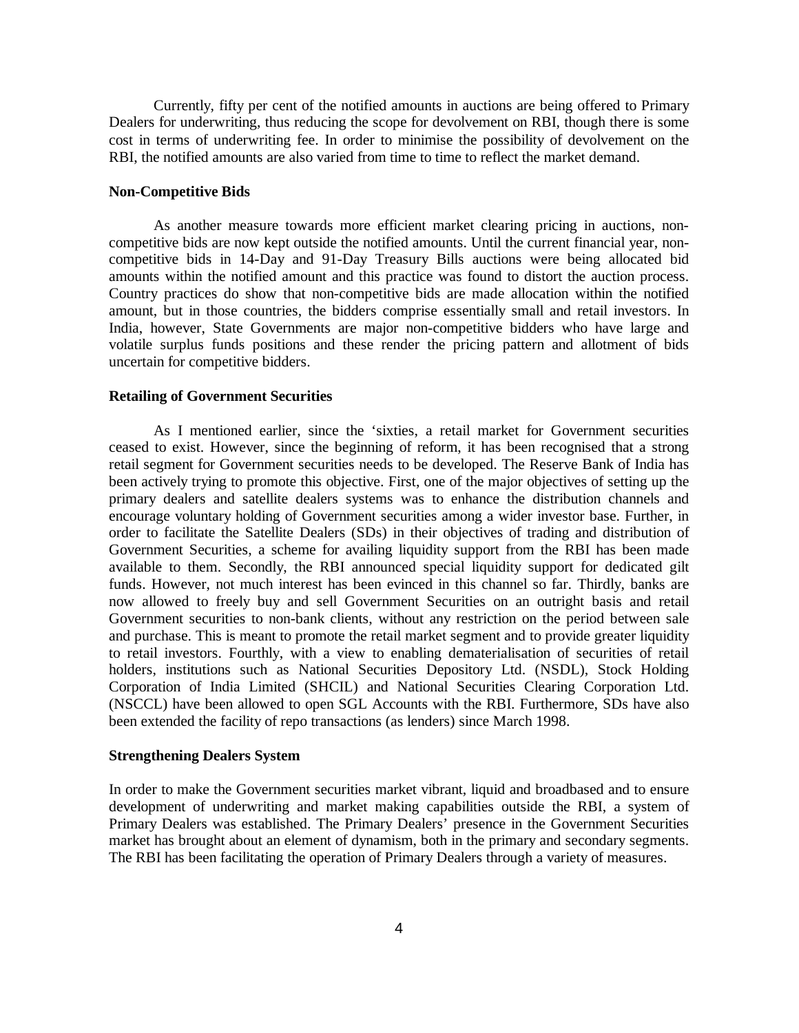Currently, fifty per cent of the notified amounts in auctions are being offered to Primary Dealers for underwriting, thus reducing the scope for devolvement on RBI, though there is some cost in terms of underwriting fee. In order to minimise the possibility of devolvement on the RBI, the notified amounts are also varied from time to time to reflect the market demand.

**Non-Competitive Bids**

As another measure towards more efficient market clearing pricing in auctions, non-competitive bids are now kept outside the notified amounts. Until the current financial year, non-competitive bids in 14-Day and 91-Day Treasury Bills auctions were being allocated bid amounts within the notified amount and this practice was found to distort the auction process. Country practices do show that non-competitive bids are made allocation within the notified amount, but in those countries, the bidders comprise essentially small and retail investors. In India, however, State Governments are major non-competitive bidders who have large and volatile surplus funds positions and these render the pricing pattern and allotment of bids uncertain for competitive bidders.

**Retailing of Government Securities**

As I mentioned earlier, since the 'sixties, a retail market for Government securities ceased to exist. However, since the beginning of reform, it has been recognised that a strong retail segment for Government securities needs to be developed. The Reserve Bank of India has been actively trying to promote this objective. First, one of the major objectives of setting up the primary dealers and satellite dealers systems was to enhance the distribution channels and encourage voluntary holding of Government securities among a wider investor base. Further, in order to facilitate the Satellite Dealers (SDs) in their objectives of trading and distribution of Government Securities, a scheme for availing liquidity support from the RBI has been made available to them. Secondly, the RBI announced special liquidity support for dedicated gilt funds. However, not much interest has been evinced in this channel so far. Thirdly, banks are now allowed to freely buy and sell Government Securities on an outright basis and retail Government securities to non-bank clients, without any restriction on the period between sale and purchase. This is meant to promote the retail market segment and to provide greater liquidity to retail investors. Fourthly, with a view to enabling dematerialisation of securities of retail holders, institutions such as National Securities Depository Ltd. (NSDL), Stock Holding Corporation of India Limited (SHCIL) and National Securities Clearing Corporation Ltd. (NSCCL) have been allowed to open SGL Accounts with the RBI. Furthermore, SDs have also been extended the facility of repo transactions (as lenders) since March 1998.

**Strengthening Dealers System**

In order to make the Government securities market vibrant, liquid and broadbased and to ensure development of underwriting and market making capabilities outside the RBI, a system of Primary Dealers was established. The Primary Dealers' presence in the Government Securities market has brought about an element of dynamism, both in the primary and secondary segments. The RBI has been facilitating the operation of Primary Dealers through a variety of measures.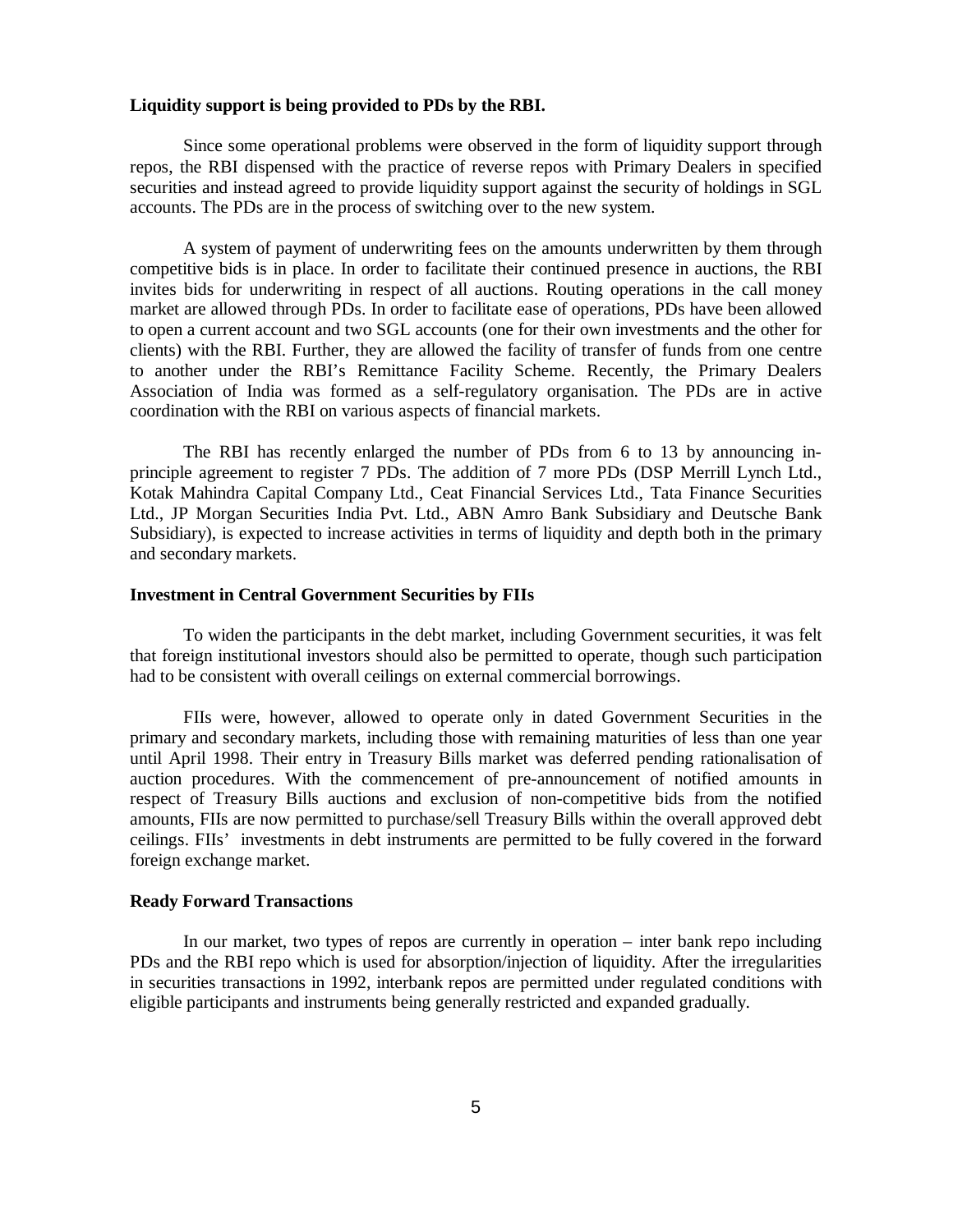**Liquidity support is being provided to PDs by the RBI.**

Since some operational problems were observed in the form of liquidity support through repos, the RBI dispensed with the practice of reverse repos with Primary Dealers in specified securities and instead agreed to provide liquidity support against the security of holdings in SGL accounts. The PDs are in the process of switching over to the new system.

A system of payment of underwriting fees on the amounts underwritten by them through competitive bids is in place. In order to facilitate their continued presence in auctions, the RBI invites bids for underwriting in respect of all auctions. Routing operations in the call money market are allowed through PDs. In order to facilitate ease of operations, PDs have been allowed to open a current account and two SGL accounts (one for their own investments and the other for clients) with the RBI. Further, they are allowed the facility of transfer of funds from one centre to another under the RBI's Remittance Facility Scheme. Recently, the Primary Dealers Association of India was formed as a self-regulatory organisation. The PDs are in active coordination with the RBI on various aspects of financial markets.

The RBI has recently enlarged the number of PDs from 6 to 13 by announcing in-principle agreement to register 7 PDs. The addition of 7 more PDs (DSP Merrill Lynch Ltd., Kotak Mahindra Capital Company Ltd., Ceat Financial Services Ltd., Tata Finance Securities Ltd., JP Morgan Securities India Pvt. Ltd., ABN Amro Bank Subsidiary and Deutsche Bank Subsidiary), is expected to increase activities in terms of liquidity and depth both in the primary and secondary markets.

**Investment in Central Government Securities by FIIs**

To widen the participants in the debt market, including Government securities, it was felt that foreign institutional investors should also be permitted to operate, though such participation had to be consistent with overall ceilings on external commercial borrowings.

FIIs were, however, allowed to operate only in dated Government Securities in the primary and secondary markets, including those with remaining maturities of less than one year until April 1998. Their entry in Treasury Bills market was deferred pending rationalisation of auction procedures. With the commencement of pre-announcement of notified amounts in respect of Treasury Bills auctions and exclusion of non-competitive bids from the notified amounts, FIIs are now permitted to purchase/sell Treasury Bills within the overall approved debt ceilings. FIIs' investments in debt instruments are permitted to be fully covered in the forward foreign exchange market.

**Ready Forward Transactions**

In our market, two types of repos are currently in operation – inter bank repo including PDs and the RBI repo which is used for absorption/injection of liquidity. After the irregularities in securities transactions in 1992, interbank repos are permitted under regulated conditions with eligible participants and instruments being generally restricted and expanded gradually.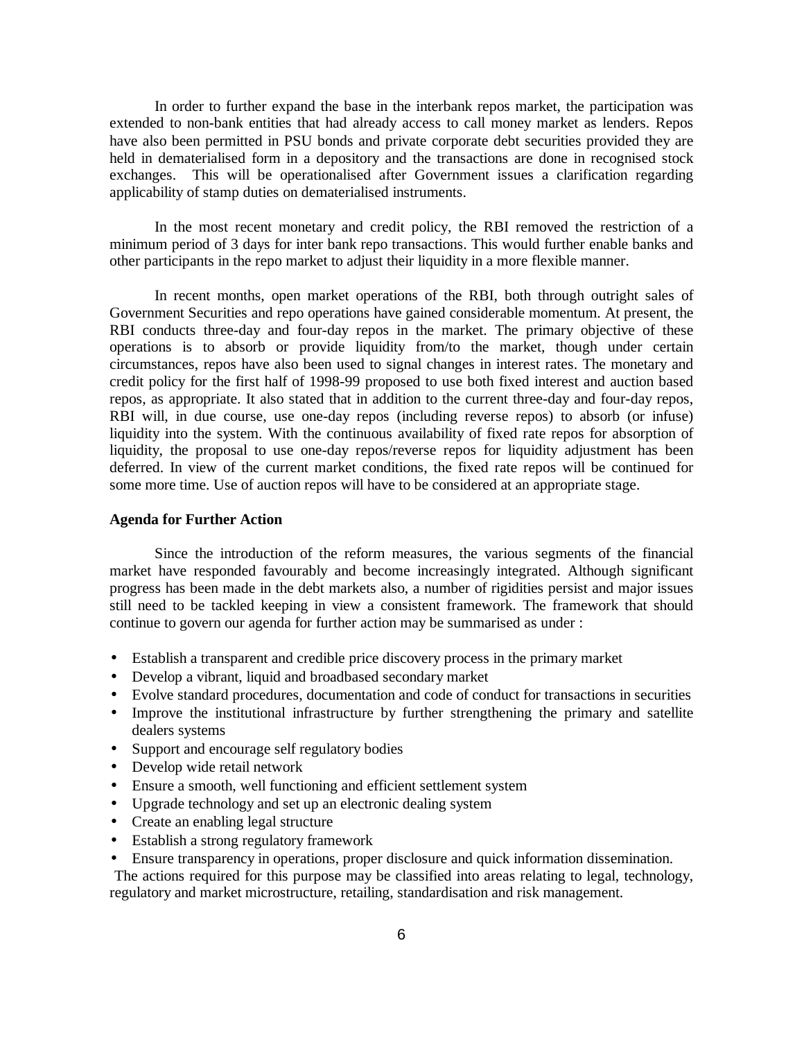In order to further expand the base in the interbank repos market, the participation was extended to non-bank entities that had already access to call money market as lenders. Repos have also been permitted in PSU bonds and private corporate debt securities provided they are held in dematerialised form in a depository and the transactions are done in recognised stock exchanges. This will be operationalised after Government issues a clarification regarding applicability of stamp duties on dematerialised instruments.

In the most recent monetary and credit policy, the RBI removed the restriction of a minimum period of 3 days for inter bank repo transactions. This would further enable banks and other participants in the repo market to adjust their liquidity in a more flexible manner.

In recent months, open market operations of the RBI, both through outright sales of Government Securities and repo operations have gained considerable momentum. At present, the RBI conducts three-day and four-day repos in the market. The primary objective of these operations is to absorb or provide liquidity from/to the market, though under certain circumstances, repos have also been used to signal changes in interest rates. The monetary and credit policy for the first half of 1998-99 proposed to use both fixed interest and auction based repos, as appropriate. It also stated that in addition to the current three-day and four-day repos, RBI will, in due course, use one-day repos (including reverse repos) to absorb (or infuse) liquidity into the system. With the continuous availability of fixed rate repos for absorption of liquidity, the proposal to use one-day repos/reverse repos for liquidity adjustment has been deferred. In view of the current market conditions, the fixed rate repos will be continued for some more time. Use of auction repos will have to be considered at an appropriate stage.

**Agenda for Further Action**

Since the introduction of the reform measures, the various segments of the financial market have responded favourably and become increasingly integrated. Although significant progress has been made in the debt markets also, a number of rigidities persist and major issues still need to be tackled keeping in view a consistent framework. The framework that should continue to govern our agenda for further action may be summarised as under :

- Establish a transparent and credible price discovery process in the primary market
- Develop a vibrant, liquid and broadbased secondary market
- Evolve standard procedures, documentation and code of conduct for transactions in securities
- Improve the institutional infrastructure by further strengthening the primary and satellite dealers systems
- Support and encourage self regulatory bodies
- Develop wide retail network
- Ensure a smooth, well functioning and efficient settlement system
- Upgrade technology and set up an electronic dealing system
- Create an enabling legal structure
- Establish a strong regulatory framework
- Ensure transparency in operations, proper disclosure and quick information dissemination.

The actions required for this purpose may be classified into areas relating to legal, technology, regulatory and market microstructure, retailing, standardisation and risk management.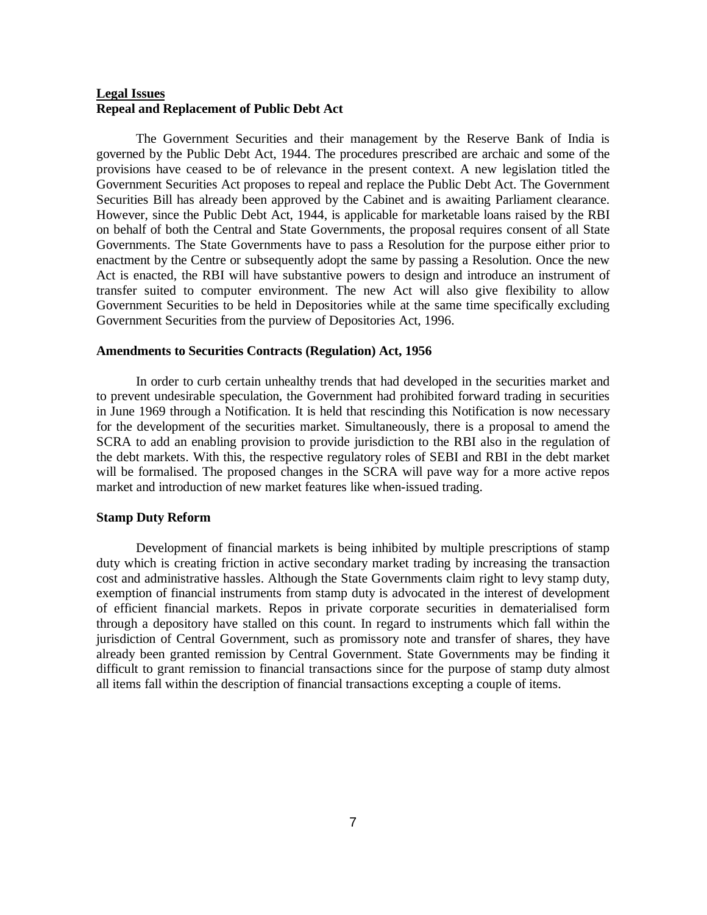## Legal Issues

### Repeal and Replacement of Public Debt Act

The Government Securities and their management by the Reserve Bank of India is governed by the Public Debt Act, 1944. The procedures prescribed are archaic and some of the provisions have ceased to be of relevance in the present context. A new legislation titled the Government Securities Act proposes to repeal and replace the Public Debt Act. The Government Securities Bill has already been approved by the Cabinet and is awaiting Parliament clearance. However, since the Public Debt Act, 1944, is applicable for marketable loans raised by the RBI on behalf of both the Central and State Governments, the proposal requires consent of all State Governments. The State Governments have to pass a Resolution for the purpose either prior to enactment by the Centre or subsequently adopt the same by passing a Resolution. Once the new Act is enacted, the RBI will have substantive powers to design and introduce an instrument of transfer suited to computer environment. The new Act will also give flexibility to allow Government Securities to be held in Depositories while at the same time specifically excluding Government Securities from the purview of Depositories Act, 1996.

### Amendments to Securities Contracts (Regulation) Act, 1956

In order to curb certain unhealthy trends that had developed in the securities market and to prevent undesirable speculation, the Government had prohibited forward trading in securities in June 1969 through a Notification. It is held that rescinding this Notification is now necessary for the development of the securities market. Simultaneously, there is a proposal to amend the SCRA to add an enabling provision to provide jurisdiction to the RBI also in the regulation of the debt markets. With this, the respective regulatory roles of SEBI and RBI in the debt market will be formalised. The proposed changes in the SCRA will pave way for a more active repos market and introduction of new market features like when-issued trading.

### Stamp Duty Reform

Development of financial markets is being inhibited by multiple prescriptions of stamp duty which is creating friction in active secondary market trading by increasing the transaction cost and administrative hassles. Although the State Governments claim right to levy stamp duty, exemption of financial instruments from stamp duty is advocated in the interest of development of efficient financial markets. Repos in private corporate securities in dematerialised form through a depository have stalled on this count. In regard to instruments which fall within the jurisdiction of Central Government, such as promissory note and transfer of shares, they have already been granted remission by Central Government. State Governments may be finding it difficult to grant remission to financial transactions since for the purpose of stamp duty almost all items fall within the description of financial transactions excepting a couple of items.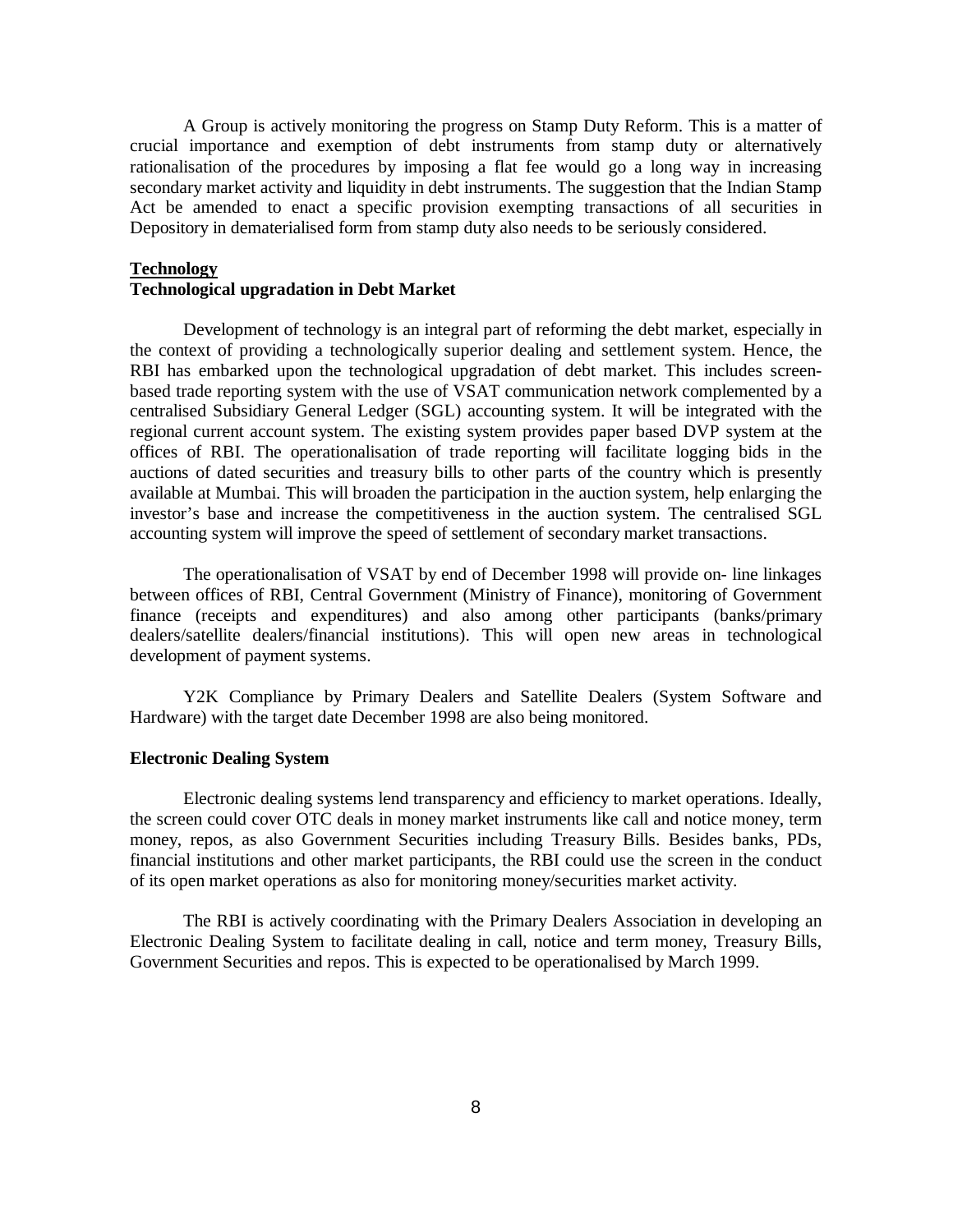A Group is actively monitoring the progress on Stamp Duty Reform. This is a matter of crucial importance and exemption of debt instruments from stamp duty or alternatively rationalisation of the procedures by imposing a flat fee would go a long way in increasing secondary market activity and liquidity in debt instruments. The suggestion that the Indian Stamp Act be amended to enact a specific provision exempting transactions of all securities in Depository in dematerialised form from stamp duty also needs to be seriously considered.

## Technology

### Technological upgradation in Debt Market

Development of technology is an integral part of reforming the debt market, especially in the context of providing a technologically superior dealing and settlement system. Hence, the RBI has embarked upon the technological upgradation of debt market. This includes screen-based trade reporting system with the use of VSAT communication network complemented by a centralised Subsidiary General Ledger (SGL) accounting system. It will be integrated with the regional current account system. The existing system provides paper based DVP system at the offices of RBI. The operationalisation of trade reporting will facilitate logging bids in the auctions of dated securities and treasury bills to other parts of the country which is presently available at Mumbai. This will broaden the participation in the auction system, help enlarging the investor's base and increase the competitiveness in the auction system. The centralised SGL accounting system will improve the speed of settlement of secondary market transactions.

The operationalisation of VSAT by end of December 1998 will provide on- line linkages between offices of RBI, Central Government (Ministry of Finance), monitoring of Government finance (receipts and expenditures) and also among other participants (banks/primary dealers/satellite dealers/financial institutions). This will open new areas in technological development of payment systems.

Y2K Compliance by Primary Dealers and Satellite Dealers (System Software and Hardware) with the target date December 1998 are also being monitored.

### Electronic Dealing System

Electronic dealing systems lend transparency and efficiency to market operations. Ideally, the screen could cover OTC deals in money market instruments like call and notice money, term money, repos, as also Government Securities including Treasury Bills. Besides banks, PDs, financial institutions and other market participants, the RBI could use the screen in the conduct of its open market operations as also for monitoring money/securities market activity.

The RBI is actively coordinating with the Primary Dealers Association in developing an Electronic Dealing System to facilitate dealing in call, notice and term money, Treasury Bills, Government Securities and repos. This is expected to be operationalised by March 1999.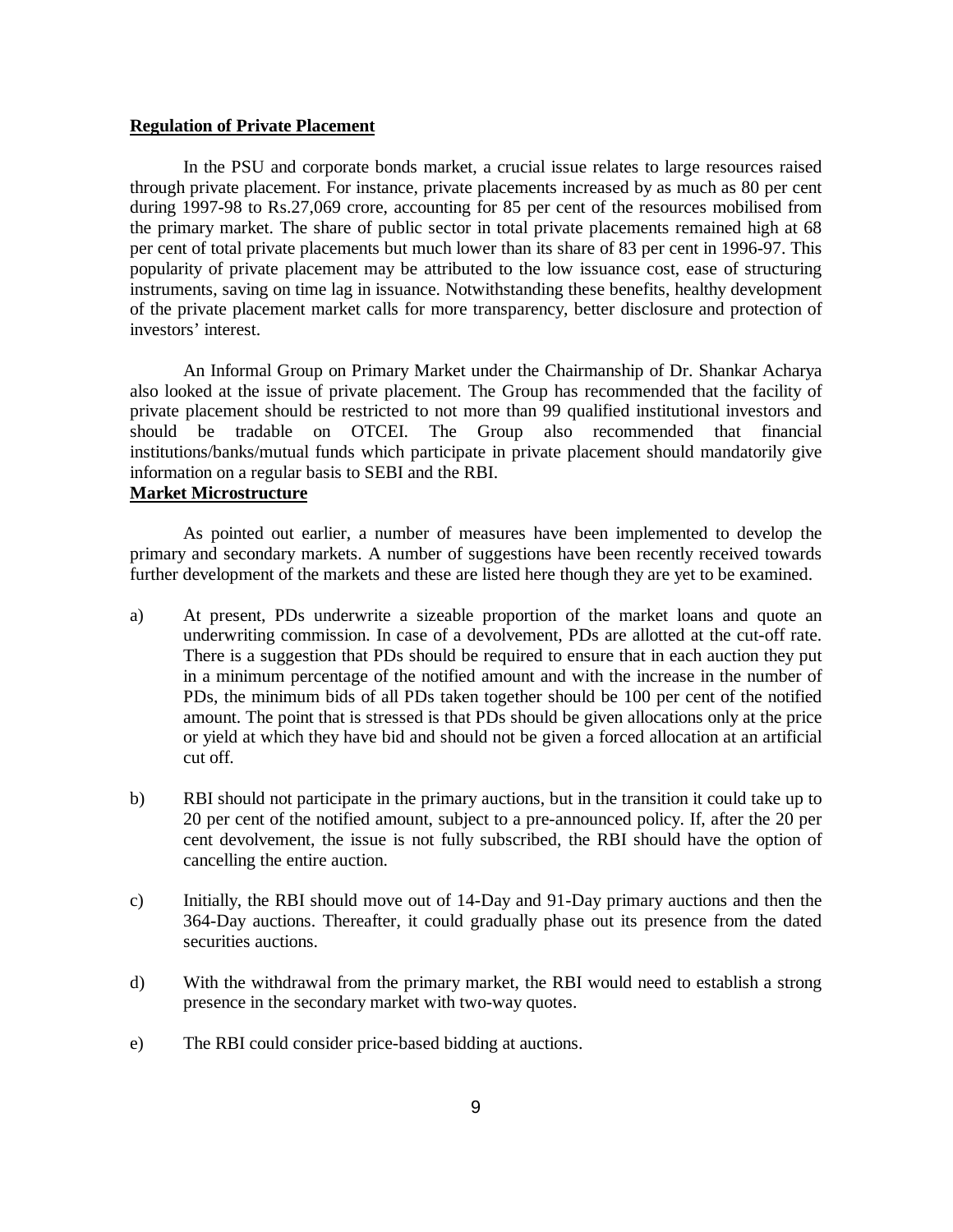**Regulation of Private Placement**

In the PSU and corporate bonds market, a crucial issue relates to large resources raised through private placement. For instance, private placements increased by as much as 80 per cent during 1997-98 to Rs.27,069 crore, accounting for 85 per cent of the resources mobilised from the primary market. The share of public sector in total private placements remained high at 68 per cent of total private placements but much lower than its share of 83 per cent in 1996-97. This popularity of private placement may be attributed to the low issuance cost, ease of structuring instruments, saving on time lag in issuance. Notwithstanding these benefits, healthy development of the private placement market calls for more transparency, better disclosure and protection of investors' interest.

An Informal Group on Primary Market under the Chairmanship of Dr. Shankar Acharya also looked at the issue of private placement. The Group has recommended that the facility of private placement should be restricted to not more than 99 qualified institutional investors and should be tradable on OTCEI. The Group also recommended that financial institutions/banks/mutual funds which participate in private placement should mandatorily give information on a regular basis to SEBI and the RBI.

**Market Microstructure**

As pointed out earlier, a number of measures have been implemented to develop the primary and secondary markets. A number of suggestions have been recently received towards further development of the markets and these are listed here though they are yet to be examined.

a) At present, PDs underwrite a sizeable proportion of the market loans and quote an underwriting commission. In case of a devolvement, PDs are allotted at the cut-off rate. There is a suggestion that PDs should be required to ensure that in each auction they put in a minimum percentage of the notified amount and with the increase in the number of PDs, the minimum bids of all PDs taken together should be 100 per cent of the notified amount. The point that is stressed is that PDs should be given allocations only at the price or yield at which they have bid and should not be given a forced allocation at an artificial cut off.

b) RBI should not participate in the primary auctions, but in the transition it could take up to 20 per cent of the notified amount, subject to a pre-announced policy. If, after the 20 per cent devolvement, the issue is not fully subscribed, the RBI should have the option of cancelling the entire auction.

c) Initially, the RBI should move out of 14-Day and 91-Day primary auctions and then the 364-Day auctions. Thereafter, it could gradually phase out its presence from the dated securities auctions.

d) With the withdrawal from the primary market, the RBI would need to establish a strong presence in the secondary market with two-way quotes.

e) The RBI could consider price-based bidding at auctions.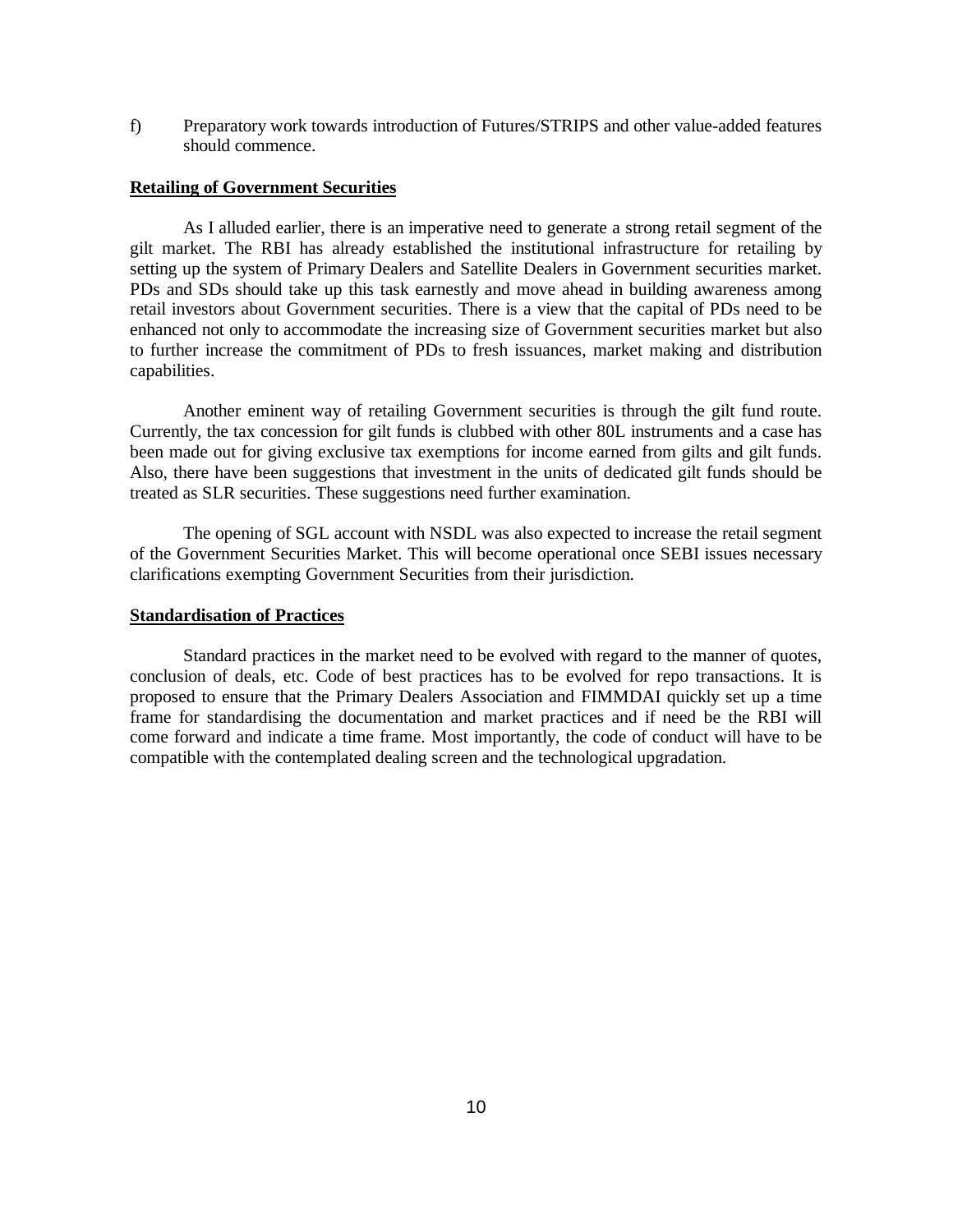f) Preparatory work towards introduction of Futures/STRIPS and other value-added features should commence.

## Retailing of Government Securities

As I alluded earlier, there is an imperative need to generate a strong retail segment of the gilt market. The RBI has already established the institutional infrastructure for retailing by setting up the system of Primary Dealers and Satellite Dealers in Government securities market. PDs and SDs should take up this task earnestly and move ahead in building awareness among retail investors about Government securities. There is a view that the capital of PDs need to be enhanced not only to accommodate the increasing size of Government securities market but also to further increase the commitment of PDs to fresh issuances, market making and distribution capabilities.

Another eminent way of retailing Government securities is through the gilt fund route. Currently, the tax concession for gilt funds is clubbed with other 80L instruments and a case has been made out for giving exclusive tax exemptions for income earned from gilts and gilt funds. Also, there have been suggestions that investment in the units of dedicated gilt funds should be treated as SLR securities. These suggestions need further examination.

The opening of SGL account with NSDL was also expected to increase the retail segment of the Government Securities Market. This will become operational once SEBI issues necessary clarifications exempting Government Securities from their jurisdiction.

## Standardisation of Practices

Standard practices in the market need to be evolved with regard to the manner of quotes, conclusion of deals, etc. Code of best practices has to be evolved for repo transactions. It is proposed to ensure that the Primary Dealers Association and FIMMDAI quickly set up a time frame for standardising the documentation and market practices and if need be the RBI will come forward and indicate a time frame. Most importantly, the code of conduct will have to be compatible with the contemplated dealing screen and the technological upgradation.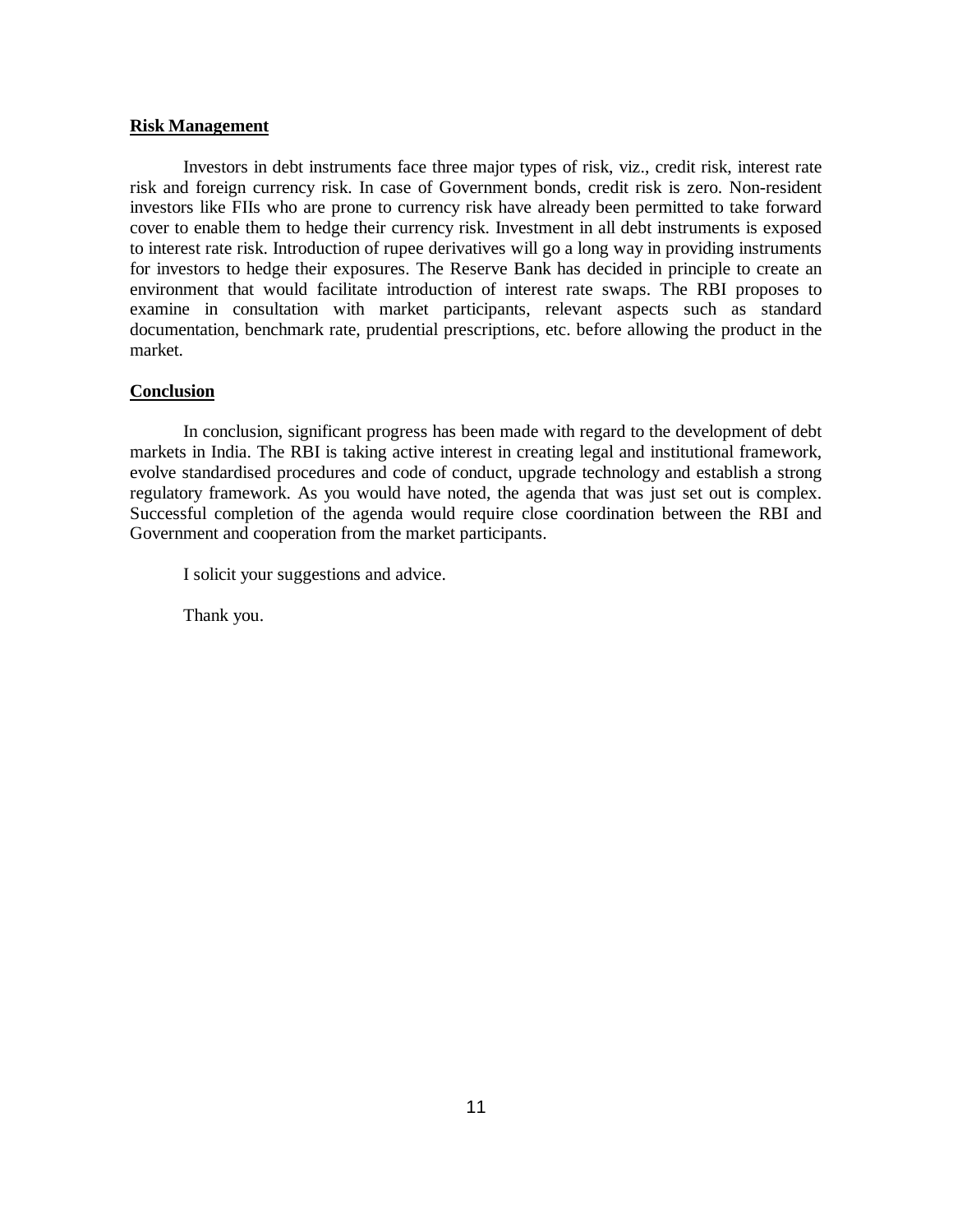**Risk Management**

Investors in debt instruments face three major types of risk, viz., credit risk, interest rate risk and foreign currency risk. In case of Government bonds, credit risk is zero. Non-resident investors like FIIs who are prone to currency risk have already been permitted to take forward cover to enable them to hedge their currency risk. Investment in all debt instruments is exposed to interest rate risk. Introduction of rupee derivatives will go a long way in providing instruments for investors to hedge their exposures. The Reserve Bank has decided in principle to create an environment that would facilitate introduction of interest rate swaps. The RBI proposes to examine in consultation with market participants, relevant aspects such as standard documentation, benchmark rate, prudential prescriptions, etc. before allowing the product in the market.

**Conclusion**

In conclusion, significant progress has been made with regard to the development of debt markets in India. The RBI is taking active interest in creating legal and institutional framework, evolve standardised procedures and code of conduct, upgrade technology and establish a strong regulatory framework. As you would have noted, the agenda that was just set out is complex. Successful completion of the agenda would require close coordination between the RBI and Government and cooperation from the market participants.

I solicit your suggestions and advice.

Thank you.